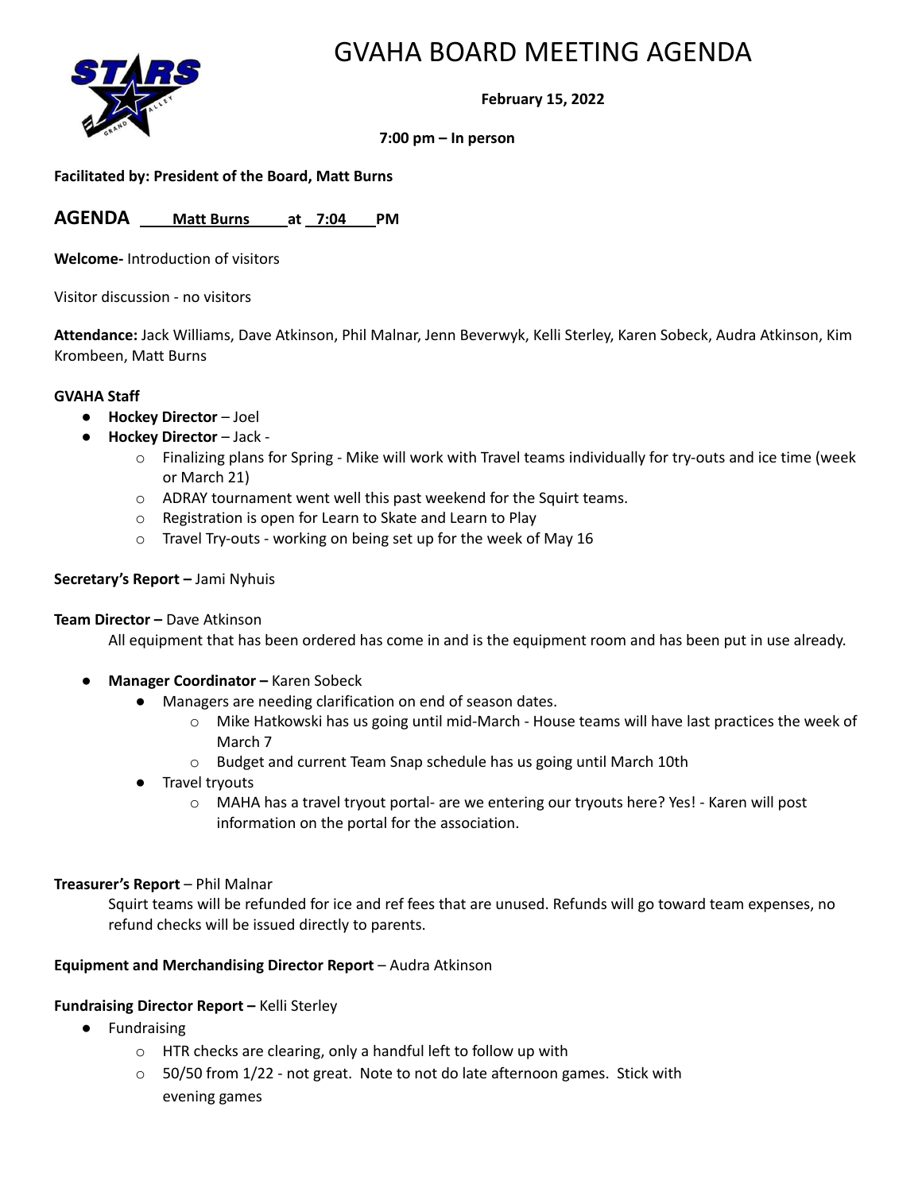# GVAHA BOARD MEETING AGENDA

**February 15, 2022**

**7:00 pm – In person**

**Facilitated by: President of the Board, Matt Burns**

**AGENDA** **Matt Burns at 7:04 PM**

**Welcome-** Introduction of visitors

Visitor discussion - no visitors

**Attendance:** Jack Williams, Dave Atkinson, Phil Malnar, Jenn Beverwyk, Kelli Sterley, Karen Sobeck, Audra Atkinson, Kim Krombeen, Matt Burns

**GVAHA Staff**

- **Hockey Director** – Joel
- **Hockey Director** – Jack -
  - Finalizing plans for Spring - Mike will work with Travel teams individually for try-outs and ice time (week or March 21)
  - ADRAY tournament went well this past weekend for the Squirt teams.
  - Registration is open for Learn to Skate and Learn to Play
  - Travel Try-outs - working on being set up for the week of May 16

**Secretary's Report –** Jami Nyhuis

**Team Director –** Dave Atkinson

All equipment that has been ordered has come in and is the equipment room and has been put in use already.

- **Manager Coordinator –** Karen Sobeck
  - Managers are needing clarification on end of season dates.
    - Mike Hatkowski has us going until mid-March - House teams will have last practices the week of March 7
    - Budget and current Team Snap schedule has us going until March 10th
  - Travel tryouts
    - MAHA has a travel tryout portal- are we entering our tryouts here? Yes! - Karen will post information on the portal for the association.

**Treasurer's Report** – Phil Malnar

Squirt teams will be refunded for ice and ref fees that are unused. Refunds will go toward team expenses, no refund checks will be issued directly to parents.

**Equipment and Merchandising Director Report** – Audra Atkinson

**Fundraising Director Report –** Kelli Sterley

- Fundraising
  - HTR checks are clearing, only a handful left to follow up with
  - 50/50 from 1/22 - not great. Note to not do late afternoon games. Stick with evening games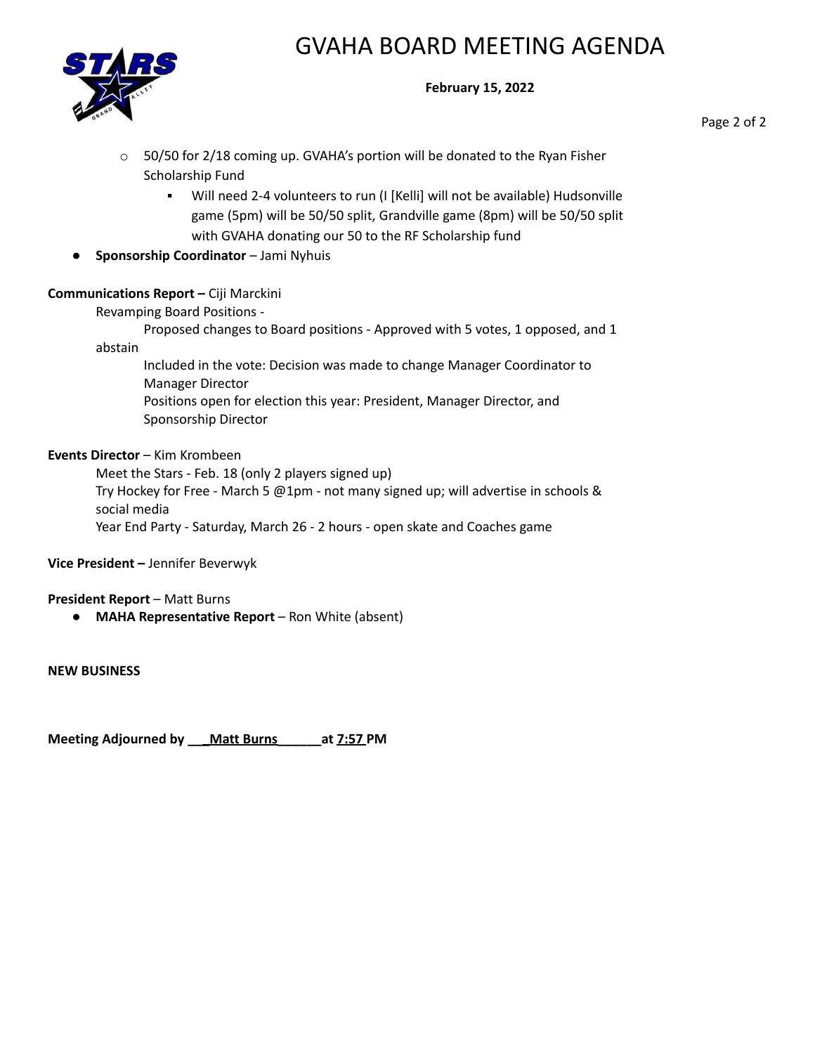# GVAHA BOARD MEETING AGENDA

**February 15, 2022**

- 50/50 for 2/18 coming up. GVAHA's portion will be donated to the Ryan Fisher Scholarship Fund
  - Will need 2-4 volunteers to run (I [Kelli] will not be available) Hudsonville game (5pm) will be 50/50 split, Grandville game (8pm) will be 50/50 split with GVAHA donating our 50 to the RF Scholarship fund
- **Sponsorship Coordinator** – Jami Nyhuis

**Communications Report –** Ciji Marckini

Revamping Board Positions -

Proposed changes to Board positions - Approved with 5 votes, 1 opposed, and 1 abstain

Included in the vote: Decision was made to change Manager Coordinator to Manager Director

Positions open for election this year: President, Manager Director, and Sponsorship Director

**Events Director** – Kim Krombeen

Meet the Stars - Feb. 18 (only 2 players signed up)

Try Hockey for Free - March 5 @1pm - not many signed up; will advertise in schools & social media

Year End Party - Saturday, March 26 - 2 hours - open skate and Coaches game

**Vice President –** Jennifer Beverwyk

**President Report** – Matt Burns

- **MAHA Representative Report** – Ron White (absent)

**NEW BUSINESS**

**Meeting Adjourned by ___Matt Burns______at 7:57 PM**